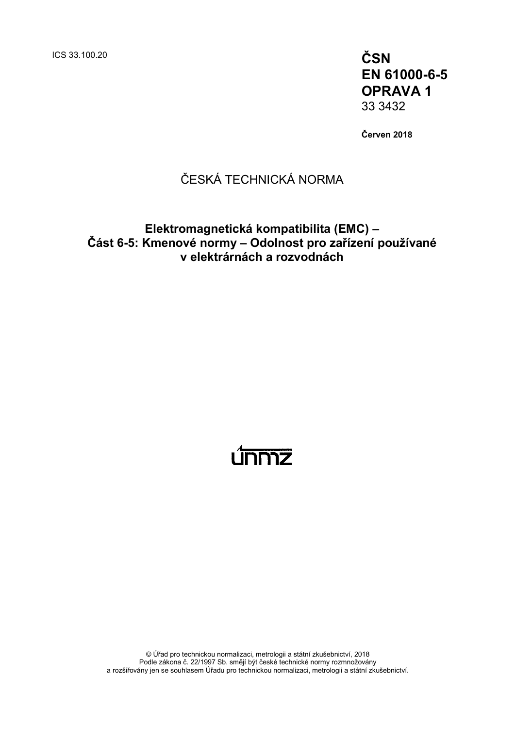ICS 33.100.20

**ČSN**
**EN 61000-6-5**
**OPRAVA 1**
33 3432

**Červen 2018**

ČESKÁ TECHNICKÁ NORMA

**Elektromagnetická kompatibilita (EMC) –**
**Část 6-5: Kmenové normy – Odolnost pro zařízení používané v elektrárnách a rozvodnách**

© Úřad pro technickou normalizaci, metrologii a státní zkušebnictví, 2018
Podle zákona č. 22/1997 Sb. smějí být české technické normy rozmnožovány a rozšiřovány jen se souhlasem Úřadu pro technickou normalizaci, metrologii a státní zkušebnictví.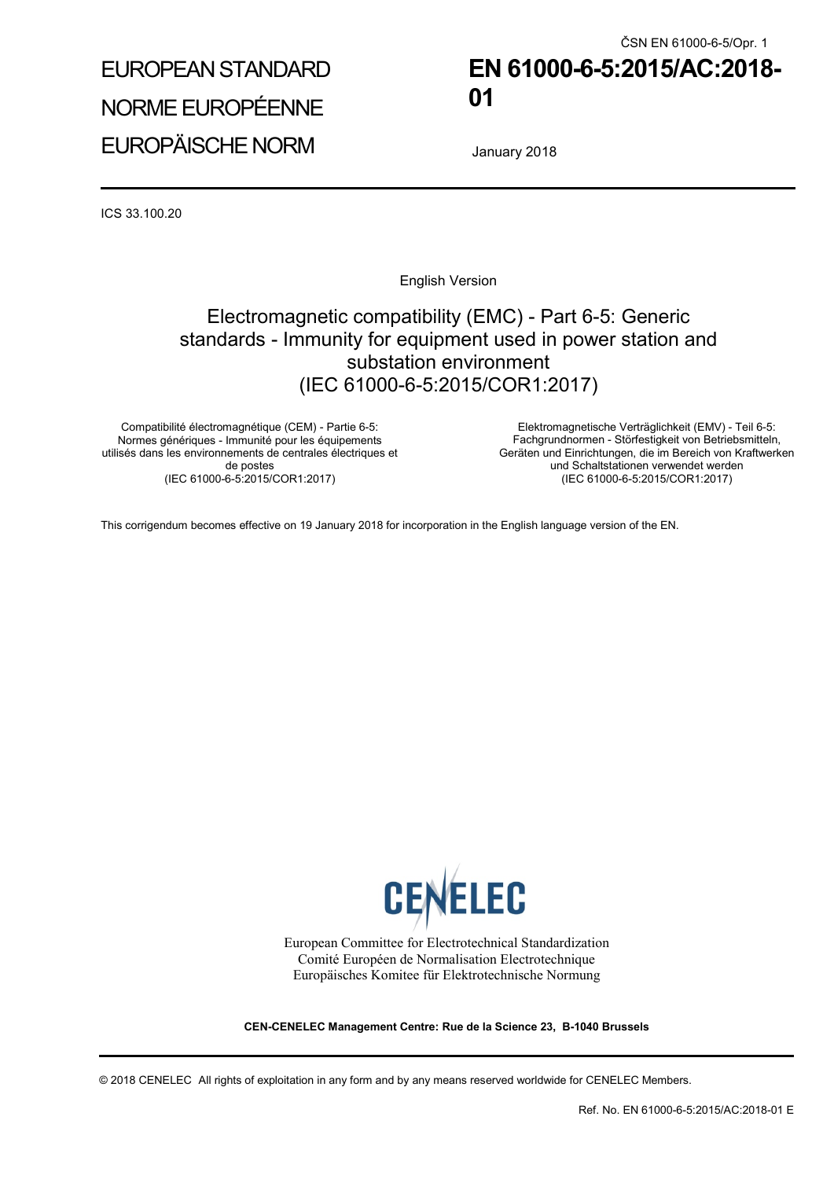ČSN EN 61000-6-5/Opr. 1

EUROPEAN STANDARD

NORME EUROPÉENNE

EUROPÄISCHE NORM

# EN 61000-6-5:2015/AC:2018-01

January 2018

ICS 33.100.20

English Version

## Electromagnetic compatibility (EMC) - Part 6-5: Generic standards - Immunity for equipment used in power station and substation environment (IEC 61000-6-5:2015/COR1:2017)

Compatibilité électromagnétique (CEM) - Partie 6-5: Normes génériques - Immunité pour les équipements utilisés dans les environnements de centrales électriques et de postes (IEC 61000-6-5:2015/COR1:2017)

Elektromagnetische Verträglichkeit (EMV) - Teil 6-5: Fachgrundnormen - Störfestigkeit von Betriebsmitteln, Geräten und Einrichtungen, die im Bereich von Kraftwerken und Schaltstationen verwendet werden (IEC 61000-6-5:2015/COR1:2017)

This corrigendum becomes effective on 19 January 2018 for incorporation in the English language version of the EN.

CENELEC

European Committee for Electrotechnical Standardization
Comité Européen de Normalisation Electrotechnique
Europäisches Komitee für Elektrotechnische Normung

**CEN-CENELEC Management Centre: Rue de la Science 23, B-1040 Brussels**

© 2018 CENELEC All rights of exploitation in any form and by any means reserved worldwide for CENELEC Members.

Ref. No. EN 61000-6-5:2015/AC:2018-01 E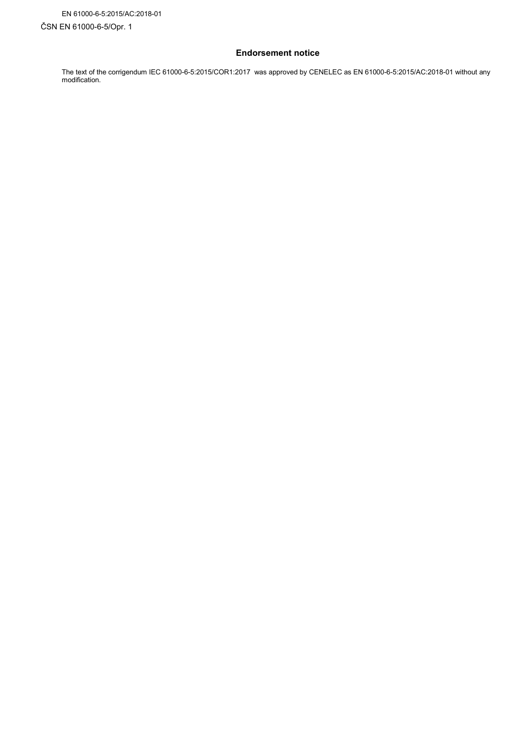EN 61000-6-5:2015/AC:2018-01

ČSN EN 61000-6-5/Opr. 1

## Endorsement notice

The text of the corrigendum IEC 61000-6-5:2015/COR1:2017 was approved by CENELEC as EN 61000-6-5:2015/AC:2018-01 without any modification.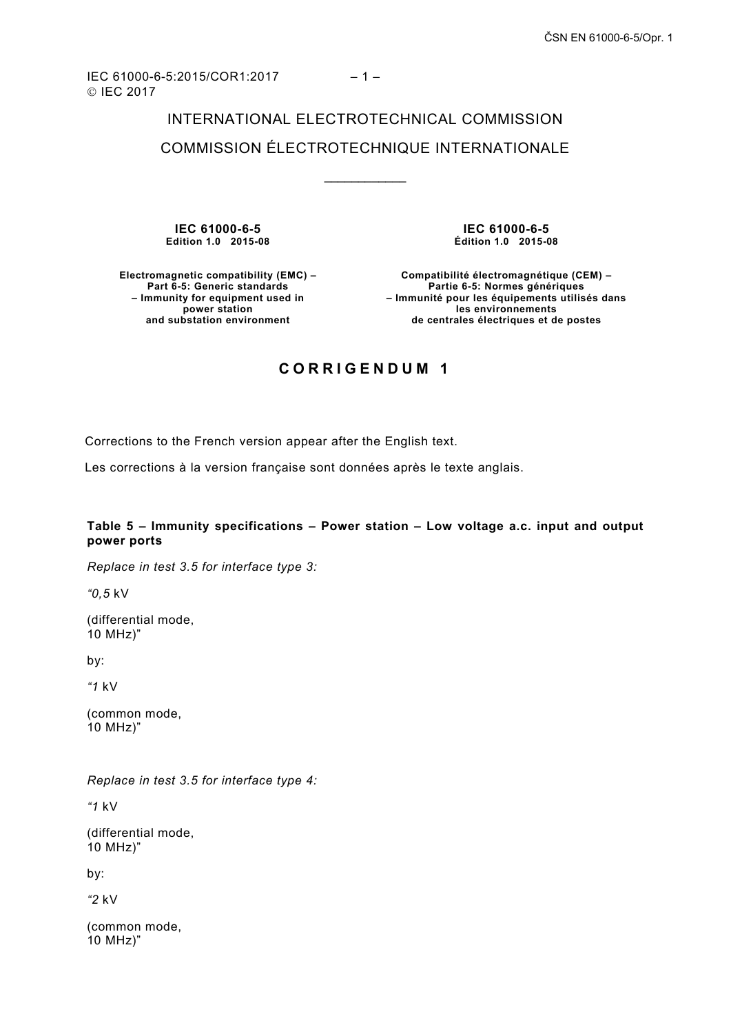IEC 61000-6-5:2015/COR1:2017
© IEC 2017

INTERNATIONAL ELECTROTECHNICAL COMMISSION

COMMISSION ÉLECTROTECHNIQUE INTERNATIONALE

\_\_\_\_\_\_\_\_\_\_\_\_

**IEC 61000-6-5**
**Edition 1.0 2015-08**

**Electromagnetic compatibility (EMC) – Part 6-5: Generic standards – Immunity for equipment used in power station and substation environment**

**IEC 61000-6-5**
**Édition 1.0 2015-08**

**Compatibilité électromagnétique (CEM) – Partie 6-5: Normes génériques – Immunité pour les équipements utilisés dans les environnements de centrales électriques et de postes**

**C O R R I G E N D U M 1**

Corrections to the French version appear after the English text.

Les corrections à la version française sont données après le texte anglais.

**Table 5 – Immunity specifications – Power station – Low voltage a.c. input and output power ports**

*Replace in test 3.5 for interface type 3:*

*"0,5* kV

(differential mode,
10 MHz)"

by:

*"1* kV

(common mode,
10 MHz)"

*Replace in test 3.5 for interface type 4:*

*"1* kV

(differential mode,
10 MHz)"

by:

*"2* kV

(common mode,
10 MHz)"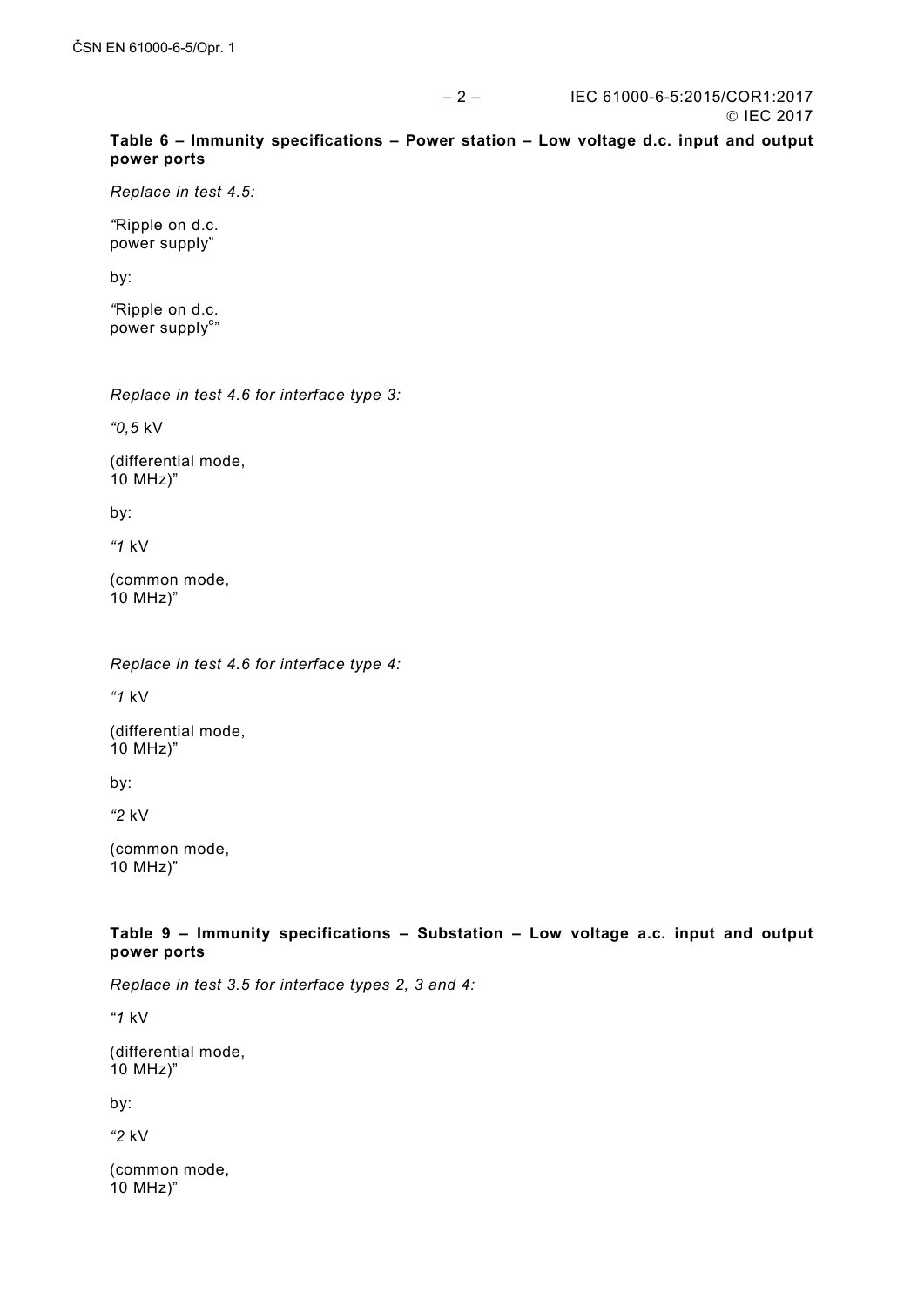**Table 6 – Immunity specifications – Power station – Low voltage d.c. input and output power ports**

*Replace in test 4.5:*

*"*Ripple on d.c.
power supply"

by:

*"*Ripple on d.c.
power supply[c]"

*Replace in test 4.6 for interface type 3:*

*"0,5* kV

(differential mode,
10 MHz)"

by:

*"1* kV

(common mode,
10 MHz)"

*Replace in test 4.6 for interface type 4:*

*"1* kV

(differential mode,
10 MHz)"

by:

*"2* kV

(common mode,
10 MHz)"

**Table 9 – Immunity specifications – Substation – Low voltage a.c. input and output power ports**

*Replace in test 3.5 for interface types 2, 3 and 4:*

*"1* kV

(differential mode,
10 MHz)"

by:

*"2* kV

(common mode,
10 MHz)"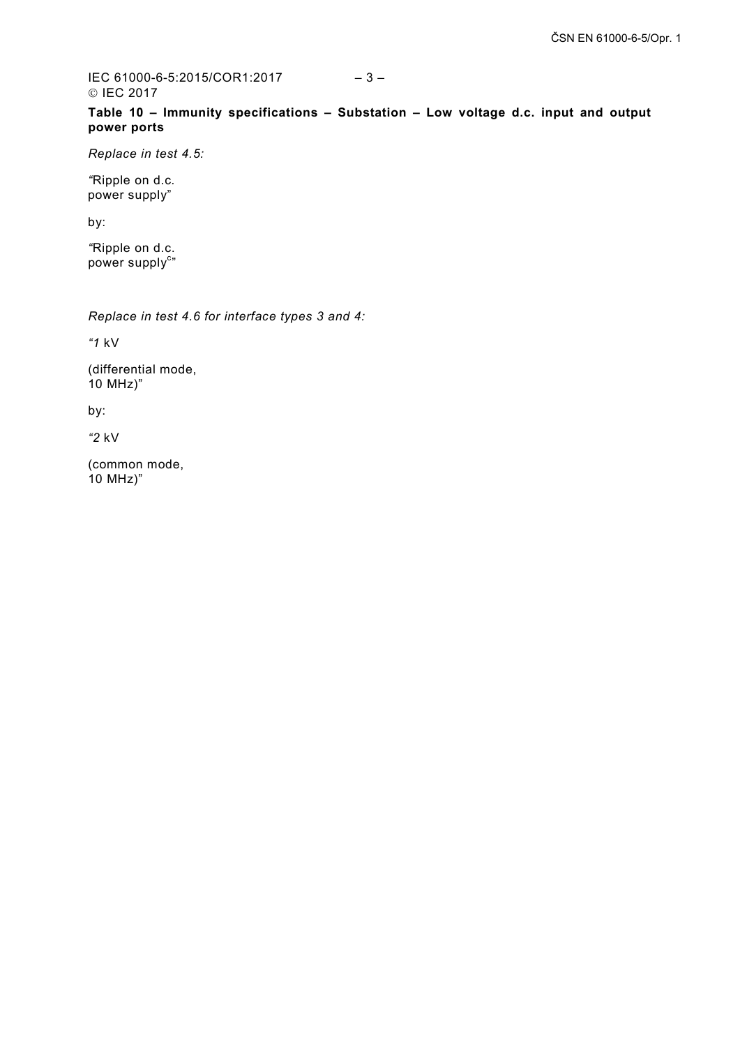**Table 10 – Immunity specifications – Substation – Low voltage d.c. input and output power ports**

*Replace in test 4.5:*

*"*Ripple on d.c. power supply"

by:

*"*Ripple on d.c. power supply[c]"

*Replace in test 4.6 for interface types 3 and 4:*

*"1* kV

(differential mode, 10 MHz)"

by:

*"2* kV

(common mode, 10 MHz)"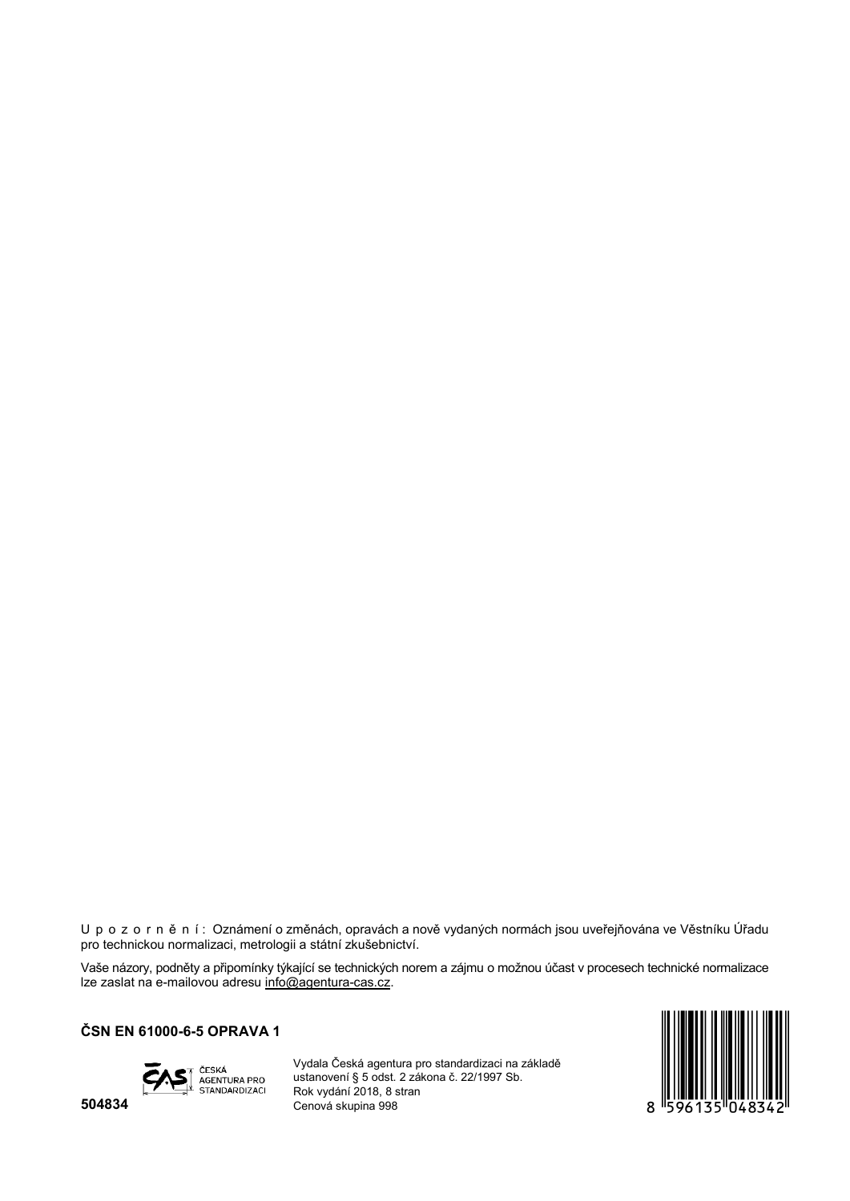U p o z o r n ě n í : Oznámení o změnách, opravách a nově vydaných normách jsou uveřejňována ve Věstníku Úřadu pro technickou normalizaci, metrologii a státní zkušebnictví.

Vaše názory, podněty a připomínky týkající se technických norem a zájmu o možnou účast v procesech technické normalizace lze zaslat na e-mailovou adresu info@agentura-cas.cz.

**ČSN EN 61000-6-5 OPRAVA 1**

ČESKÁ AGENTURA PRO STANDARDIZACI

**504834**

Vydala Česká agentura pro standardizaci na základě ustanovení § 5 odst. 2 zákona č. 22/1997 Sb.
Rok vydání 2018, 8 stran
Cenová skupina 998

8 596135 048342